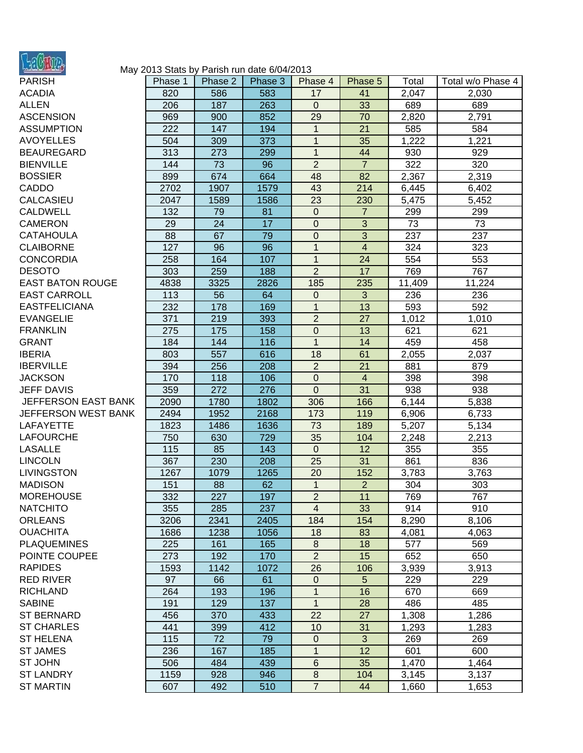May 2013 Stats by Parish run date 6/04/2013

| PARISH | Phase 1 | Phase 2 | Phase 3 | Phase 4 | Phase 5 | Total | Total w/o Phase 4 |
|---|---|---|---|---|---|---|---|
| ACADIA | 820 | 586 | 583 | 17 | 41 | 2,047 | 2,030 |
| ALLEN | 206 | 187 | 263 | 0 | 33 | 689 | 689 |
| ASCENSION | 969 | 900 | 852 | 29 | 70 | 2,820 | 2,791 |
| ASSUMPTION | 222 | 147 | 194 | 1 | 21 | 585 | 584 |
| AVOYELLES | 504 | 309 | 373 | 1 | 35 | 1,222 | 1,221 |
| BEAUREGARD | 313 | 273 | 299 | 1 | 44 | 930 | 929 |
| BIENVILLE | 144 | 73 | 96 | 2 | 7 | 322 | 320 |
| BOSSIER | 899 | 674 | 664 | 48 | 82 | 2,367 | 2,319 |
| CADDO | 2702 | 1907 | 1579 | 43 | 214 | 6,445 | 6,402 |
| CALCASIEU | 2047 | 1589 | 1586 | 23 | 230 | 5,475 | 5,452 |
| CALDWELL | 132 | 79 | 81 | 0 | 7 | 299 | 299 |
| CAMERON | 29 | 24 | 17 | 0 | 3 | 73 | 73 |
| CATAHOULA | 88 | 67 | 79 | 0 | 3 | 237 | 237 |
| CLAIBORNE | 127 | 96 | 96 | 1 | 4 | 324 | 323 |
| CONCORDIA | 258 | 164 | 107 | 1 | 24 | 554 | 553 |
| DESOTO | 303 | 259 | 188 | 2 | 17 | 769 | 767 |
| EAST BATON ROUGE | 4838 | 3325 | 2826 | 185 | 235 | 11,409 | 11,224 |
| EAST CARROLL | 113 | 56 | 64 | 0 | 3 | 236 | 236 |
| EASTFELICIANA | 232 | 178 | 169 | 1 | 13 | 593 | 592 |
| EVANGELIE | 371 | 219 | 393 | 2 | 27 | 1,012 | 1,010 |
| FRANKLIN | 275 | 175 | 158 | 0 | 13 | 621 | 621 |
| GRANT | 184 | 144 | 116 | 1 | 14 | 459 | 458 |
| IBERIA | 803 | 557 | 616 | 18 | 61 | 2,055 | 2,037 |
| IBERVILLE | 394 | 256 | 208 | 2 | 21 | 881 | 879 |
| JACKSON | 170 | 118 | 106 | 0 | 4 | 398 | 398 |
| JEFF DAVIS | 359 | 272 | 276 | 0 | 31 | 938 | 938 |
| JEFFERSON EAST BANK | 2090 | 1780 | 1802 | 306 | 166 | 6,144 | 5,838 |
| JEFFERSON WEST BANK | 2494 | 1952 | 2168 | 173 | 119 | 6,906 | 6,733 |
| LAFAYETTE | 1823 | 1486 | 1636 | 73 | 189 | 5,207 | 5,134 |
| LAFOURCHE | 750 | 630 | 729 | 35 | 104 | 2,248 | 2,213 |
| LASALLE | 115 | 85 | 143 | 0 | 12 | 355 | 355 |
| LINCOLN | 367 | 230 | 208 | 25 | 31 | 861 | 836 |
| LIVINGSTON | 1267 | 1079 | 1265 | 20 | 152 | 3,783 | 3,763 |
| MADISON | 151 | 88 | 62 | 1 | 2 | 304 | 303 |
| MOREHOUSE | 332 | 227 | 197 | 2 | 11 | 769 | 767 |
| NATCHITO | 355 | 285 | 237 | 4 | 33 | 914 | 910 |
| ORLEANS | 3206 | 2341 | 2405 | 184 | 154 | 8,290 | 8,106 |
| OUACHITA | 1686 | 1238 | 1056 | 18 | 83 | 4,081 | 4,063 |
| PLAQUEMINES | 225 | 161 | 165 | 8 | 18 | 577 | 569 |
| POINTE COUPEE | 273 | 192 | 170 | 2 | 15 | 652 | 650 |
| RAPIDES | 1593 | 1142 | 1072 | 26 | 106 | 3,939 | 3,913 |
| RED RIVER | 97 | 66 | 61 | 0 | 5 | 229 | 229 |
| RICHLAND | 264 | 193 | 196 | 1 | 16 | 670 | 669 |
| SABINE | 191 | 129 | 137 | 1 | 28 | 486 | 485 |
| ST BERNARD | 456 | 370 | 433 | 22 | 27 | 1,308 | 1,286 |
| ST CHARLES | 441 | 399 | 412 | 10 | 31 | 1,293 | 1,283 |
| ST HELENA | 115 | 72 | 79 | 0 | 3 | 269 | 269 |
| ST JAMES | 236 | 167 | 185 | 1 | 12 | 601 | 600 |
| ST JOHN | 506 | 484 | 439 | 6 | 35 | 1,470 | 1,464 |
| ST LANDRY | 1159 | 928 | 946 | 8 | 104 | 3,145 | 3,137 |
| ST MARTIN | 607 | 492 | 510 | 7 | 44 | 1,660 | 1,653 |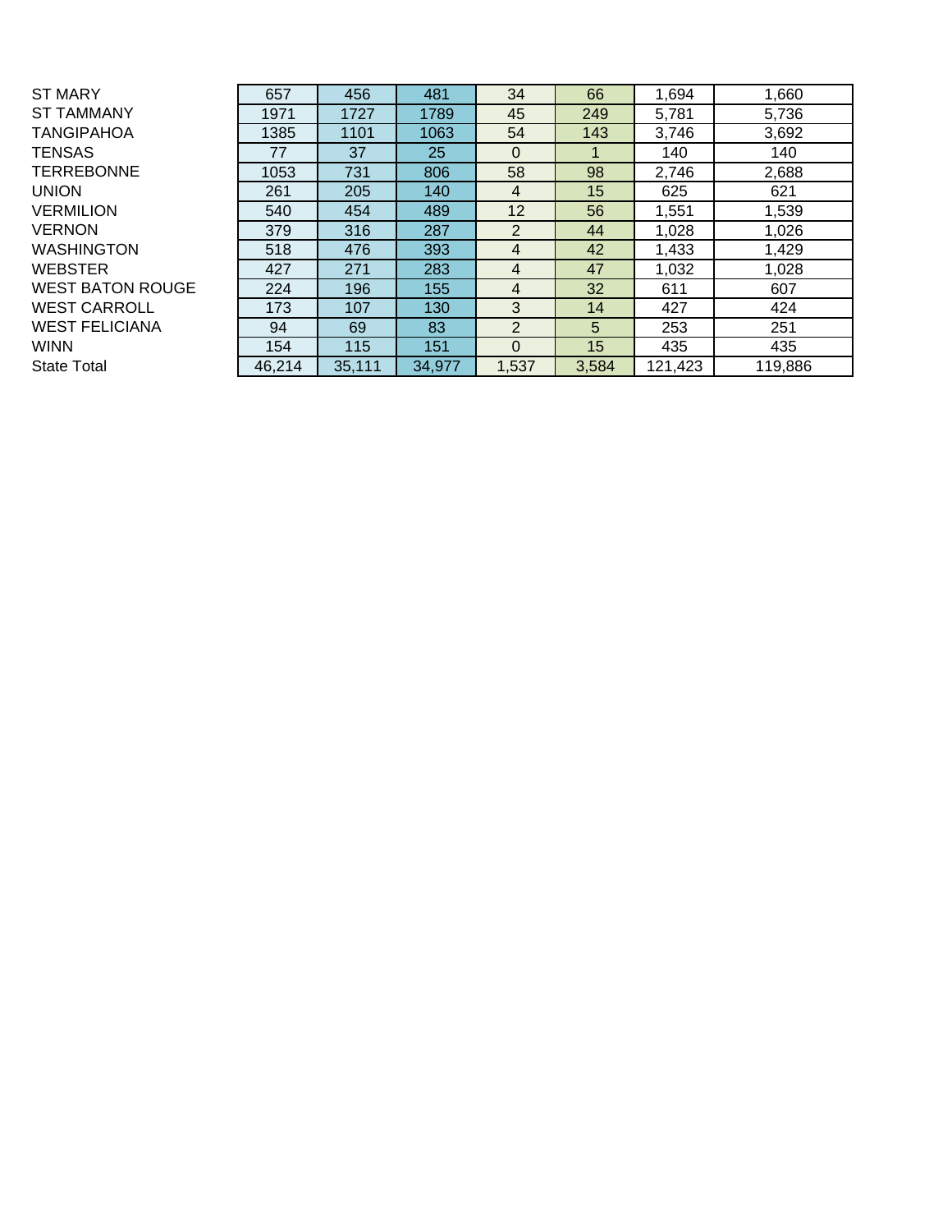| | | | | | | | |
|---|---|---|---|---|---|---|---|
| ST MARY | 657 | 456 | 481 | 34 | 66 | 1,694 | 1,660 |
| ST TAMMANY | 1971 | 1727 | 1789 | 45 | 249 | 5,781 | 5,736 |
| TANGIPAHOA | 1385 | 1101 | 1063 | 54 | 143 | 3,746 | 3,692 |
| TENSAS | 77 | 37 | 25 | 0 | 1 | 140 | 140 |
| TERREBONNE | 1053 | 731 | 806 | 58 | 98 | 2,746 | 2,688 |
| UNION | 261 | 205 | 140 | 4 | 15 | 625 | 621 |
| VERMILION | 540 | 454 | 489 | 12 | 56 | 1,551 | 1,539 |
| VERNON | 379 | 316 | 287 | 2 | 44 | 1,028 | 1,026 |
| WASHINGTON | 518 | 476 | 393 | 4 | 42 | 1,433 | 1,429 |
| WEBSTER | 427 | 271 | 283 | 4 | 47 | 1,032 | 1,028 |
| WEST BATON ROUGE | 224 | 196 | 155 | 4 | 32 | 611 | 607 |
| WEST CARROLL | 173 | 107 | 130 | 3 | 14 | 427 | 424 |
| WEST FELICIANA | 94 | 69 | 83 | 2 | 5 | 253 | 251 |
| WINN | 154 | 115 | 151 | 0 | 15 | 435 | 435 |
| State Total | 46,214 | 35,111 | 34,977 | 1,537 | 3,584 | 121,423 | 119,886 |